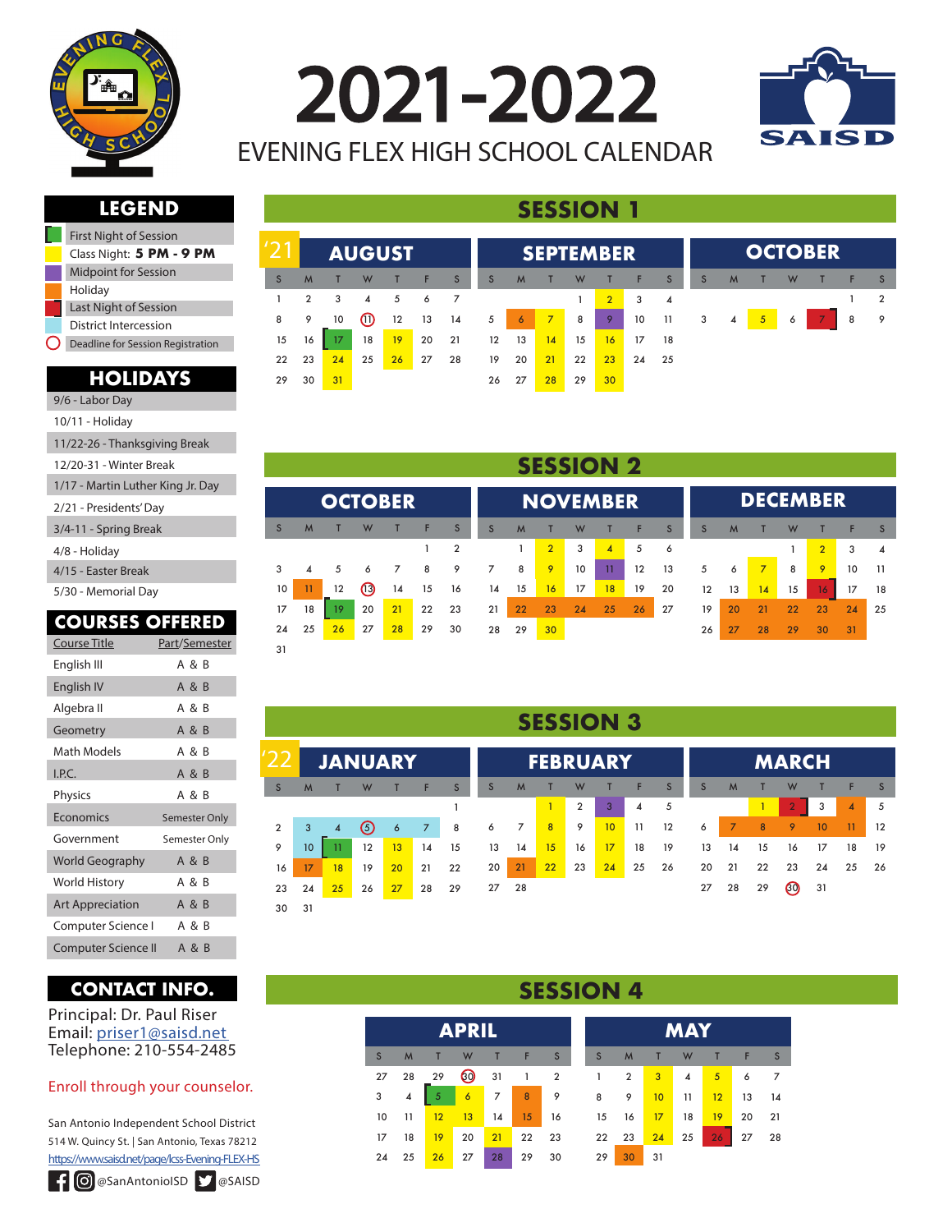# 2021-2022

## EVENING FLEX HIGH SCHOOL CALENDAR

SAISD

## LEGEND

- First Night of Session
- Class Night: **5 PM - 9 PM**
- Midpoint for Session
- Holiday
- Last Night of Session
- District Intercession
- Deadline for Session Registration

## HOLIDAYS

- 9/6 - Labor Day
- 10/11 - Holiday
- 11/22-26 - Thanksgiving Break
- 12/20-31 - Winter Break
- 1/17 - Martin Luther King Jr. Day
- 2/21 - Presidents' Day
- 3/4-11 - Spring Break
- 4/8 - Holiday
- 4/15 - Easter Break
- 5/30 - Memorial Day

## COURSES OFFERED

| Course Title | Part/Semester |
|---|---|
| English III | A & B |
| English IV | A & B |
| Algebra II | A & B |
| Geometry | A & B |
| Math Models | A & B |
| I.P.C. | A & B |
| Physics | A & B |
| Economics | Semester Only |
| Government | Semester Only |
| World Geography | A & B |
| World History | A & B |
| Art Appreciation | A & B |
| Computer Science I | A & B |
| Computer Science II | A & B |

## CONTACT INFO.

Principal: Dr. Paul Riser
Email: priser1@saisd.net
Telephone: 210-554-2485

Enroll through your counselor.

San Antonio Independent School District
514 W. Quincy St. | San Antonio, Texas 78212
https://www.saisd.net/page/lcss-Evening-FLEX-HS

@SanAntonioISD @SAISD

## SESSION 1

### '21 AUGUST

| S | M | T | W | T | F | S |
|---|---|---|---|---|---|---|
| 1 | 2 | 3 | 4 | 5 | 6 | 7 |
| 8 | 9 | 10 | 11 | 12 | 13 | 14 |
| 15 | 16 | 17 | 18 | 19 | 20 | 21 |
| 22 | 23 | 24 | 25 | 26 | 27 | 28 |
| 29 | 30 | 31 | | | | |

### SEPTEMBER

| S | M | T | W | T | F | S |
|---|---|---|---|---|---|---|
| | | | 1 | 2 | 3 | 4 |
| 5 | 6 | 7 | 8 | 9 | 10 | 11 |
| 12 | 13 | 14 | 15 | 16 | 17 | 18 |
| 19 | 20 | 21 | 22 | 23 | 24 | 25 |
| 26 | 27 | 28 | 29 | 30 | | |

### OCTOBER

| S | M | T | W | T | F | S |
|---|---|---|---|---|---|---|
| | | | | | 1 | 2 |
| 3 | 4 | 5 | 6 | 7 | 8 | 9 |

## SESSION 2

### OCTOBER

| S | M | T | W | T | F | S |
|---|---|---|---|---|---|---|
| | | | | | 1 | 2 |
| 3 | 4 | 5 | 6 | 7 | 8 | 9 |
| 10 | 11 | 12 | 13 | 14 | 15 | 16 |
| 17 | 18 | 19 | 20 | 21 | 22 | 23 |
| 24 | 25 | 26 | 27 | 28 | 29 | 30 |
| 31 | | | | | | |

### NOVEMBER

| S | M | T | W | T | F | S |
|---|---|---|---|---|---|---|
| | 1 | 2 | 3 | 4 | 5 | 6 |
| 7 | 8 | 9 | 10 | 11 | 12 | 13 |
| 14 | 15 | 16 | 17 | 18 | 19 | 20 |
| 21 | 22 | 23 | 24 | 25 | 26 | 27 |
| 28 | 29 | 30 | | | | |

### DECEMBER

| S | M | T | W | T | F | S |
|---|---|---|---|---|---|---|
| | | | 1 | 2 | 3 | 4 |
| 5 | 6 | 7 | 8 | 9 | 10 | 11 |
| 12 | 13 | 14 | 15 | 16 | 17 | 18 |
| 19 | 20 | 21 | 22 | 23 | 24 | 25 |
| 26 | 27 | 28 | 29 | 30 | 31 | |

## SESSION 3

### '22 JANUARY

| S | M | T | W | T | F | S |
|---|---|---|---|---|---|---|
| | | | | | | 1 |
| 2 | 3 | 4 | 5 | 6 | 7 | 8 |
| 9 | 10 | 11 | 12 | 13 | 14 | 15 |
| 16 | 17 | 18 | 19 | 20 | 21 | 22 |
| 23 | 24 | 25 | 26 | 27 | 28 | 29 |
| 30 | 31 | | | | | |

### FEBRUARY

| S | M | T | W | T | F | S |
|---|---|---|---|---|---|---|
| | | 1 | 2 | 3 | 4 | 5 |
| 6 | 7 | 8 | 9 | 10 | 11 | 12 |
| 13 | 14 | 15 | 16 | 17 | 18 | 19 |
| 20 | 21 | 22 | 23 | 24 | 25 | 26 |
| 27 | 28 | | | | | |

### MARCH

| S | M | T | W | T | F | S |
|---|---|---|---|---|---|---|
| | | 1 | 2 | 3 | 4 | 5 |
| 6 | 7 | 8 | 9 | 10 | 11 | 12 |
| 13 | 14 | 15 | 16 | 17 | 18 | 19 |
| 20 | 21 | 22 | 23 | 24 | 25 | 26 |
| 27 | 28 | 29 | 30 | 31 | | |

## SESSION 4

### APRIL

| S | M | T | W | T | F | S |
|---|---|---|---|---|---|---|
| 27 | 28 | 29 | 30 | 31 | 1 | 2 |
| 3 | 4 | 5 | 6 | 7 | 8 | 9 |
| 10 | 11 | 12 | 13 | 14 | 15 | 16 |
| 17 | 18 | 19 | 20 | 21 | 22 | 23 |
| 24 | 25 | 26 | 27 | 28 | 29 | 30 |

### MAY

| S | M | T | W | T | F | S |
|---|---|---|---|---|---|---|
| 1 | 2 | 3 | 4 | 5 | 6 | 7 |
| 8 | 9 | 10 | 11 | 12 | 13 | 14 |
| 15 | 16 | 17 | 18 | 19 | 20 | 21 |
| 22 | 23 | 24 | 25 | 26 | 27 | 28 |
| 29 | 30 | 31 | | | | |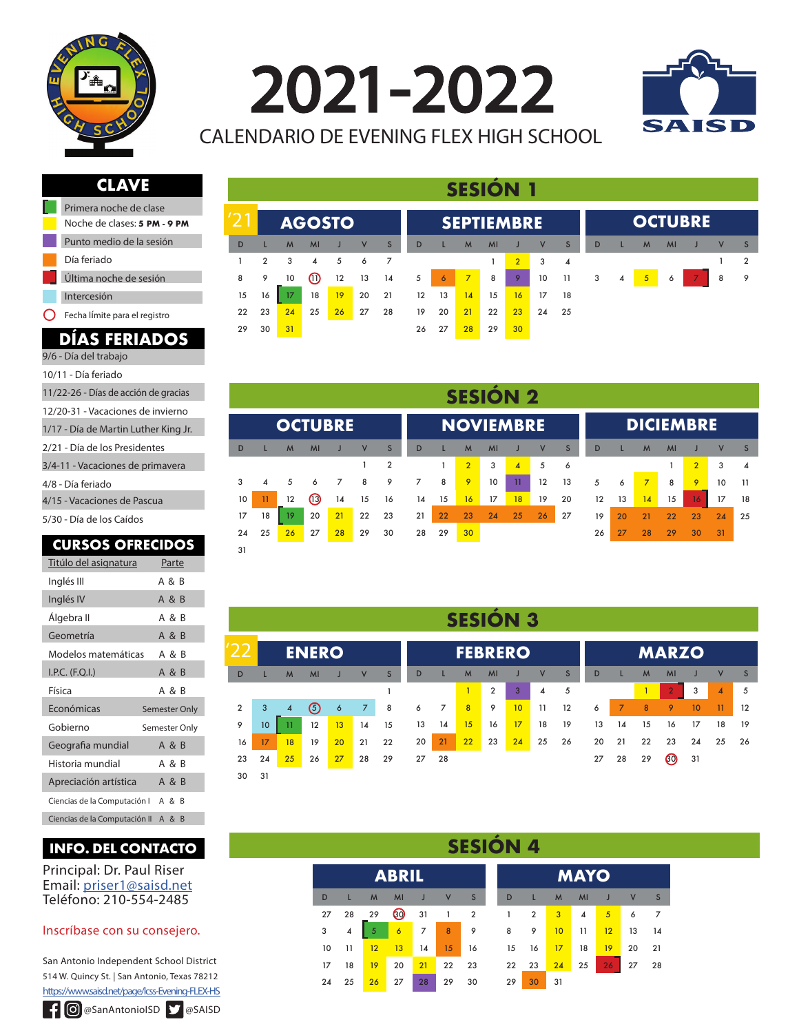# 2021-2022

## CALENDARIO DE EVENING FLEX HIGH SCHOOL

## CLAVE

- Primera noche de clase
- Noche de clases: **5 PM - 9 PM**
- Punto medio de la sesión
- Día feriado
- Última noche de sesión
- Intercesión
- Fecha límite para el registro

## DÍAS FERIADOS

- 9/6 - Día del trabajo
- 10/11 - Día feriado
- 11/22-26 - Días de acción de gracias
- 12/20-31 - Vacaciones de invierno
- 1/17 - Día de Martin Luther King Jr.
- 2/21 - Día de los Presidentes
- 3/4-11 - Vacaciones de primavera
- 4/8 - Día feriado
- 4/15 - Vacaciones de Pascua
- 5/30 - Día de los Caídos

## CURSOS OFRECIDOS

| Título del asignatura | Parte |
|---|---|
| Inglés III | A & B |
| Inglés IV | A & B |
| Álgebra II | A & B |
| Geometría | A & B |
| Modelos matemáticos | A & B |
| I.P.C. (F.Q.I.) | A & B |
| Física | A & B |
| Económicas | Semester Only |
| Gobierno | Semester Only |
| Geografía mundial | A & B |
| Historia mundial | A & B |
| Apreciación artística | A & B |
| Ciencias de la Computación I | A & B |
| Ciencias de la Computación II | A & B |

## INFO. DEL CONTACTO

Principal: Dr. Paul Riser
Email: priser1@saisd.net
Teléfono: 210-554-2485

Inscríbase con su consejero.

San Antonio Independent School District
514 W. Quincy St. | San Antonio, Texas 78212
https://www.saisd.net/page/lcss-Evening-FLEX-HS

@SanAntonioISD @SAISD

## SESIÓN 1

### '21 AGOSTO

| D | L | M | MI | J | V | S |
|---|---|---|---|---|---|---|
| 1 | 2 | 3 | 4 | 5 | 6 | 7 |
| 8 | 9 | 10 | 11 | 12 | 13 | 14 |
| 15 | 16 | 17 | 18 | 19 | 20 | 21 |
| 22 | 23 | 24 | 25 | 26 | 27 | 28 |
| 29 | 30 | 31 | | | | |

### SEPTIEMBRE

| D | L | M | MI | J | V | S |
|---|---|---|---|---|---|---|
| | | | 1 | 2 | 3 | 4 |
| 5 | 6 | 7 | 8 | 9 | 10 | 11 |
| 12 | 13 | 14 | 15 | 16 | 17 | 18 |
| 19 | 20 | 21 | 22 | 23 | 24 | 25 |
| 26 | 27 | 28 | 29 | 30 | | |

### OCTUBRE

| D | L | M | MI | J | V | S |
|---|---|---|---|---|---|---|
| | | | | | 1 | 2 |
| 3 | 4 | 5 | 6 | 7 | 8 | 9 |

## SESIÓN 2

### OCTUBRE

| D | L | M | MI | J | V | S |
|---|---|---|---|---|---|---|
| | | | | | 1 | 2 |
| 3 | 4 | 5 | 6 | 7 | 8 | 9 |
| 10 | 11 | 12 | 13 | 14 | 15 | 16 |
| 17 | 18 | 19 | 20 | 21 | 22 | 23 |
| 24 | 25 | 26 | 27 | 28 | 29 | 30 |
| 31 | | | | | | |

### NOVIEMBRE

| D | L | M | MI | J | V | S |
|---|---|---|---|---|---|---|
| | 1 | 2 | 3 | 4 | 5 | 6 |
| 7 | 8 | 9 | 10 | 11 | 12 | 13 |
| 14 | 15 | 16 | 17 | 18 | 19 | 20 |
| 21 | 22 | 23 | 24 | 25 | 26 | 27 |
| 28 | 29 | 30 | | | | |

### DICIEMBRE

| D | L | M | MI | J | V | S |
|---|---|---|---|---|---|---|
| | | | 1 | 2 | 3 | 4 |
| 5 | 6 | 7 | 8 | 9 | 10 | 11 |
| 12 | 13 | 14 | 15 | 16 | 17 | 18 |
| 19 | 20 | 21 | 22 | 23 | 24 | 25 |
| 26 | 27 | 28 | 29 | 30 | 31 | |

## SESIÓN 3

### '22 ENERO

| D | L | M | MI | J | V | S |
|---|---|---|---|---|---|---|
| | | | | | | 1 |
| 2 | 3 | 4 | 5 | 6 | 7 | 8 |
| 9 | 10 | 11 | 12 | 13 | 14 | 15 |
| 16 | 17 | 18 | 19 | 20 | 21 | 22 |
| 23 | 24 | 25 | 26 | 27 | 28 | 29 |
| 30 | 31 | | | | | |

### FEBRERO

| D | L | M | MI | J | V | S |
|---|---|---|---|---|---|---|
| | | 1 | 2 | 3 | 4 | 5 |
| 6 | 7 | 8 | 9 | 10 | 11 | 12 |
| 13 | 14 | 15 | 16 | 17 | 18 | 19 |
| 20 | 21 | 22 | 23 | 24 | 25 | 26 |
| 27 | 28 | | | | | |

### MARZO

| D | L | M | MI | J | V | S |
|---|---|---|---|---|---|---|
| | | 1 | 2 | 3 | 4 | 5 |
| 6 | 7 | 8 | 9 | 10 | 11 | 12 |
| 13 | 14 | 15 | 16 | 17 | 18 | 19 |
| 20 | 21 | 22 | 23 | 24 | 25 | 26 |
| 27 | 28 | 29 | 30 | 31 | | |

## SESIÓN 4

### ABRIL

| D | L | M | MI | J | V | S |
|---|---|---|---|---|---|---|
| 27 | 28 | 29 | 30 | 31 | 1 | 2 |
| 3 | 4 | 5 | 6 | 7 | 8 | 9 |
| 10 | 11 | 12 | 13 | 14 | 15 | 16 |
| 17 | 18 | 19 | 20 | 21 | 22 | 23 |
| 24 | 25 | 26 | 27 | 28 | 29 | 30 |

### MAYO

| D | L | M | MI | J | V | S |
|---|---|---|---|---|---|---|
| 1 | 2 | 3 | 4 | 5 | 6 | 7 |
| 8 | 9 | 10 | 11 | 12 | 13 | 14 |
| 15 | 16 | 17 | 18 | 19 | 20 | 21 |
| 22 | 23 | 24 | 25 | 26 | 27 | 28 |
| 29 | 30 | 31 | | | | |